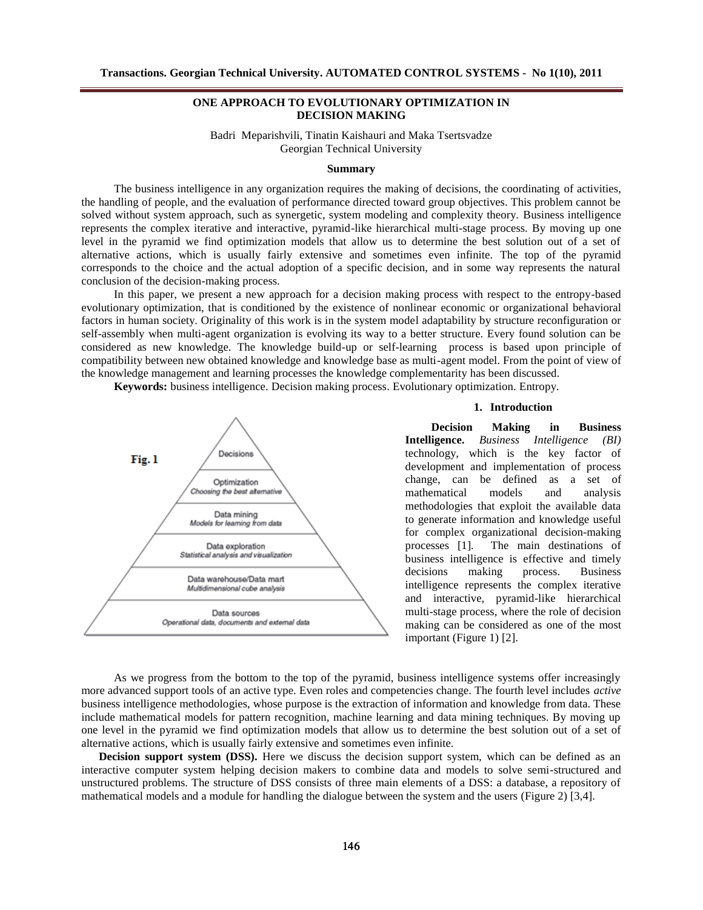# ONE APPROACH TO EVOLUTIONARY OPTIMIZATION IN DECISION MAKING

Badri Meparishvili, Tinatin Kaishauri and Maka Tsertsvadze
Georgian Technical University

### Summary

The business intelligence in any organization requires the making of decisions, the coordinating of activities, the handling of people, and the evaluation of performance directed toward group objectives. This problem cannot be solved without system approach, such as synergetic, system modeling and complexity theory. Business intelligence represents the complex iterative and interactive, pyramid-like hierarchical multi-stage process. By moving up one level in the pyramid we find optimization models that allow us to determine the best solution out of a set of alternative actions, which is usually fairly extensive and sometimes even infinite. The top of the pyramid corresponds to the choice and the actual adoption of a specific decision, and in some way represents the natural conclusion of the decision-making process.

In this paper, we present a new approach for a decision making process with respect to the entropy-based evolutionary optimization, that is conditioned by the existence of nonlinear economic or organizational behavioral factors in human society. Originality of this work is in the system model adaptability by structure reconfiguration or self-assembly when multi-agent organization is evolving its way to a better structure. Every found solution can be considered as new knowledge. The knowledge build-up or self-learning process is based upon principle of compatibility between new obtained knowledge and knowledge base as multi-agent model. From the point of view of the knowledge management and learning processes the knowledge complementarity has been discussed.

**Keywords:** business intelligence. Decision making process. Evolutionary optimization. Entropy.

## 1. Introduction

**Decision Making in Business Intelligence.** *Business Intelligence (BI)* technology, which is the key factor of development and implementation of process change, can be defined as a set of mathematical models and analysis methodologies that exploit the available data to generate information and knowledge useful for complex organizational decision-making processes [1]. The main destinations of business intelligence is effective and timely decisions making process. Business intelligence represents the complex iterative and interactive, pyramid-like hierarchical multi-stage process, where the role of decision making can be considered as one of the most important (Figure 1) [2].

**Fig. 1**

- Decisions
- Optimization — *Choosing the best alternative*
- Data mining — *Models for learning from data*
- Data exploration — *Statistical analysis and visualization*
- Data warehouse/Data mart — *Multidimensional cube analysis*
- Data sources — *Operational data, documents and external data*

As we progress from the bottom to the top of the pyramid, business intelligence systems offer increasingly more advanced support tools of an active type. Even roles and competencies change. The fourth level includes *active* business intelligence methodologies, whose purpose is the extraction of information and knowledge from data. These include mathematical models for pattern recognition, machine learning and data mining techniques. By moving up one level in the pyramid we find optimization models that allow us to determine the best solution out of a set of alternative actions, which is usually fairly extensive and sometimes even infinite.

**Decision support system (DSS).** Here we discuss the decision support system, which can be defined as an interactive computer system helping decision makers to combine data and models to solve semi-structured and unstructured problems. The structure of DSS consists of three main elements of a DSS: a database, a repository of mathematical models and a module for handling the dialogue between the system and the users (Figure 2) [3,4].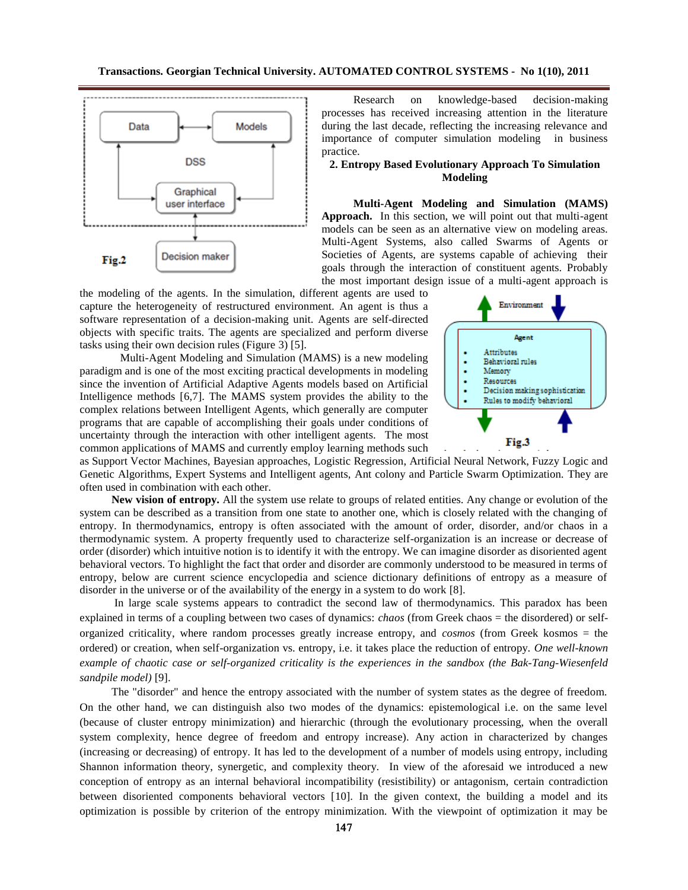Fig.2

Research on knowledge-based decision-making processes has received increasing attention in the literature during the last decade, reflecting the increasing relevance and importance of computer simulation modeling in business practice.

## 2. Entropy Based Evolutionary Approach To Simulation Modeling

**Multi-Agent Modeling and Simulation (MAMS) Approach.** In this section, we will point out that multi-agent models can be seen as an alternative view on modeling areas. Multi-Agent Systems, also called Swarms of Agents or Societies of Agents, are systems capable of achieving their goals through the interaction of constituent agents. Probably the most important design issue of a multi-agent approach is the modeling of the agents. In the simulation, different agents are used to capture the heterogeneity of restructured environment. An agent is thus a software representation of a decision-making unit. Agents are self-directed objects with specific traits. The agents are specialized and perform diverse tasks using their own decision rules (Figure 3) [5].

Multi-Agent Modeling and Simulation (MAMS) is a new modeling paradigm and is one of the most exciting practical developments in modeling since the invention of Artificial Adaptive Agents models based on Artificial Intelligence methods [6,7]. The MAMS system provides the ability to the complex relations between Intelligent Agents, which generally are computer programs that are capable of accomplishing their goals under conditions of uncertainty through the interaction with other intelligent agents. The most common applications of MAMS and currently employ learning methods such as Support Vector Machines, Bayesian approaches, Logistic Regression, Artificial Neural Network, Fuzzy Logic and Genetic Algorithms, Expert Systems and Intelligent agents, Ant colony and Particle Swarm Optimization. They are often used in combination with each other.

Fig.3

**New vision of entropy.** All the system use relate to groups of related entities. Any change or evolution of the system can be described as a transition from one state to another one, which is closely related with the changing of entropy. In thermodynamics, entropy is often associated with the amount of order, disorder, and/or chaos in a thermodynamic system. A property frequently used to characterize self-organization is an increase or decrease of order (disorder) which intuitive notion is to identify it with the entropy. We can imagine disorder as disoriented agent behavioral vectors. To highlight the fact that order and disorder are commonly understood to be measured in terms of entropy, below are current science encyclopedia and science dictionary definitions of entropy as a measure of disorder in the universe or of the availability of the energy in a system to do work [8].

In large scale systems appears to contradict the second law of thermodynamics. This paradox has been explained in terms of a coupling between two cases of dynamics: *chaos* (from Greek chaos = the disordered) or self-organized criticality, where random processes greatly increase entropy, and *cosmos* (from Greek kosmos = the ordered) or creation, when self-organization vs. entropy, i.e. it takes place the reduction of entropy. *One well-known example of chaotic case or self-organized criticality is the experiences in the sandbox (the Bak-Tang-Wiesenfeld sandpile model)* [9].

The "disorder" and hence the entropy associated with the number of system states as the degree of freedom. On the other hand, we can distinguish also two modes of the dynamics: epistemological i.e. on the same level (because of cluster entropy minimization) and hierarchic (through the evolutionary processing, when the overall system complexity, hence degree of freedom and entropy increase). Any action in characterized by changes (increasing or decreasing) of entropy. It has led to the development of a number of models using entropy, including Shannon information theory, synergetic, and complexity theory. In view of the aforesaid we introduced a new conception of entropy as an internal behavioral incompatibility (resistibility) or antagonism, certain contradiction between disoriented components behavioral vectors [10]. In the given context, the building a model and its optimization is possible by criterion of the entropy minimization. With the viewpoint of optimization it may be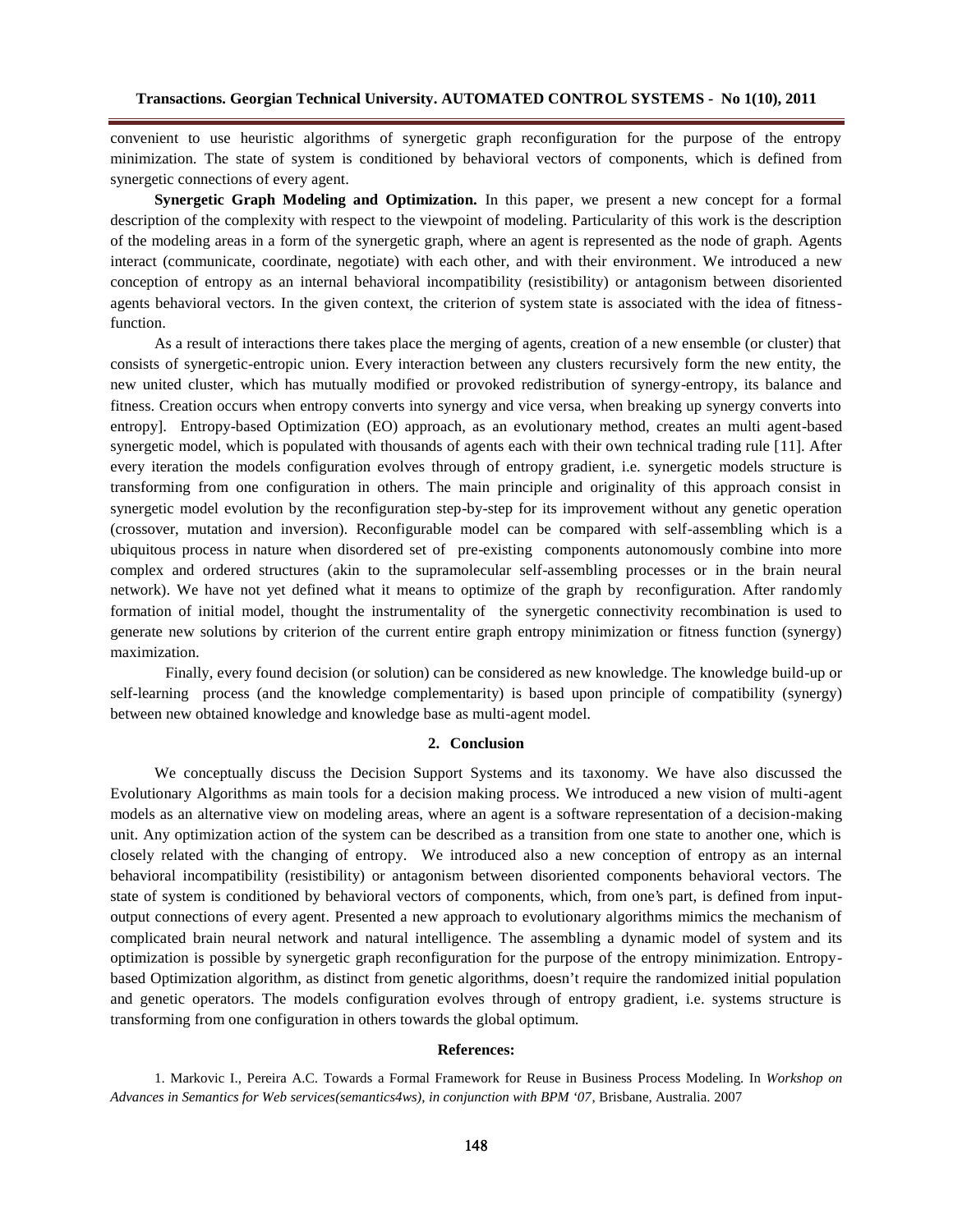convenient to use heuristic algorithms of synergetic graph reconfiguration for the purpose of the entropy minimization. The state of system is conditioned by behavioral vectors of components, which is defined from synergetic connections of every agent.

**Synergetic Graph Modeling and Optimization.** In this paper, we present a new concept for a formal description of the complexity with respect to the viewpoint of modeling. Particularity of this work is the description of the modeling areas in a form of the synergetic graph, where an agent is represented as the node of graph. Agents interact (communicate, coordinate, negotiate) with each other, and with their environment. We introduced a new conception of entropy as an internal behavioral incompatibility (resistibility) or antagonism between disoriented agents behavioral vectors. In the given context, the criterion of system state is associated with the idea of fitness-function.

As a result of interactions there takes place the merging of agents, creation of a new ensemble (or cluster) that consists of synergetic-entropic union. Every interaction between any clusters recursively form the new entity, the new united cluster, which has mutually modified or provoked redistribution of synergy-entropy, its balance and fitness. Creation occurs when entropy converts into synergy and vice versa, when breaking up synergy converts into entropy]. Entropy-based Optimization (EO) approach, as an evolutionary method, creates an multi agent-based synergetic model, which is populated with thousands of agents each with their own technical trading rule [11]. After every iteration the models configuration evolves through of entropy gradient, i.e. synergetic models structure is transforming from one configuration in others. The main principle and originality of this approach consist in synergetic model evolution by the reconfiguration step-by-step for its improvement without any genetic operation (crossover, mutation and inversion). Reconfigurable model can be compared with self-assembling which is a ubiquitous process in nature when disordered set of pre-existing components autonomously combine into more complex and ordered structures (akin to the supramolecular self-assembling processes or in the brain neural network). We have not yet defined what it means to optimize of the graph by reconfiguration. After randomly formation of initial model, thought the instrumentality of the synergetic connectivity recombination is used to generate new solutions by criterion of the current entire graph entropy minimization or fitness function (synergy) maximization.

Finally, every found decision (or solution) can be considered as new knowledge. The knowledge build-up or self-learning process (and the knowledge complementarity) is based upon principle of compatibility (synergy) between new obtained knowledge and knowledge base as multi-agent model.

## 2. Conclusion

We conceptually discuss the Decision Support Systems and its taxonomy. We have also discussed the Evolutionary Algorithms as main tools for a decision making process. We introduced a new vision of multi-agent models as an alternative view on modeling areas, where an agent is a software representation of a decision-making unit. Any optimization action of the system can be described as a transition from one state to another one, which is closely related with the changing of entropy. We introduced also a new conception of entropy as an internal behavioral incompatibility (resistibility) or antagonism between disoriented components behavioral vectors. The state of system is conditioned by behavioral vectors of components, which, from one's part, is defined from input-output connections of every agent. Presented a new approach to evolutionary algorithms mimics the mechanism of complicated brain neural network and natural intelligence. The assembling a dynamic model of system and its optimization is possible by synergetic graph reconfiguration for the purpose of the entropy minimization. Entropy-based Optimization algorithm, as distinct from genetic algorithms, doesn't require the randomized initial population and genetic operators. The models configuration evolves through of entropy gradient, i.e. systems structure is transforming from one configuration in others towards the global optimum.

### References:

1. Markovic I., Pereira A.C. Towards a Formal Framework for Reuse in Business Process Modeling. In *Workshop on Advances in Semantics for Web services(semantics4ws), in conjunction with BPM '07*, Brisbane, Australia. 2007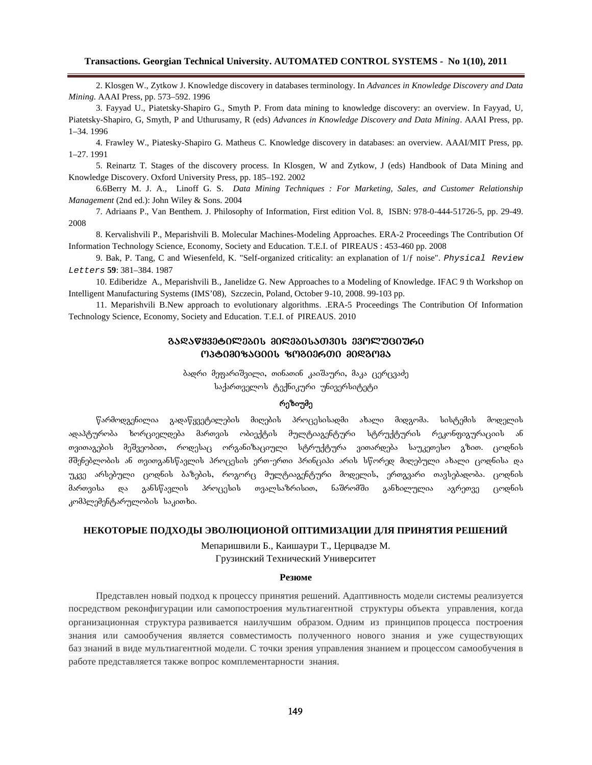2. Klosgen W., Zytkow J. Knowledge discovery in databases terminology. In *Advances in Knowledge Discovery and Data Mining*. AAAI Press, pp. 573–592. 1996

3. Fayyad U., Piatetsky-Shapiro G., Smyth P. From data mining to knowledge discovery: an overview. In Fayyad, U, Piatetsky-Shapiro, G, Smyth, P and Uthurusamy, R (eds) *Advances in Knowledge Discovery and Data Mining*. AAAI Press, pp. 1–34. 1996

4. Frawley W., Piatesky-Shapiro G. Matheus C. Knowledge discovery in databases: an overview. AAAI/MIT Press, pp. 1–27. 1991

5. Reinartz T. Stages of the discovery process. In Klosgen, W and Zytkow, J (eds) Handbook of Data Mining and Knowledge Discovery. Oxford University Press, pp. 185–192. 2002

6.6Berry M. J. A., Linoff G. S. *Data Mining Techniques : For Marketing, Sales, and Customer Relationship Management* (2nd ed.): John Wiley & Sons. 2004

7. Adriaans P., Van Benthem. J. Philosophy of Information, First edition Vol. 8, ISBN: 978-0-444-51726-5, pp. 29-49. 2008

8. Kervalishvili P., Meparishvili B. Molecular Machines-Modeling Approaches. ERA-2 Proceedings The Contribution Of Information Technology Science, Economy, Society and Education. T.E.I. of PIREAUS : 453-460 pp. 2008

9. Bak, P. Tang, C and Wiesenfeld, K. "Self-organized criticality: an explanation of 1/*f* noise". *Physical Review Letters* **59**: 381–384. 1987

10. Ediberidze A., Meparishvili B., Janelidze G. New Approaches to a Modeling of Knowledge. IFAC 9 th Workshop on Intelligent Manufacturing Systems (IMS'08), Szczecin, Poland, October 9-10, 2008. 99-103 pp.

11. Meparishvili B.New approach to evolutionary algorithms. .ERA-5 Proceedings The Contribution Of Information Technology Science, Economy, Society and Education. T.E.I. of PIREAUS. 2010

## გადაწყვეტილების მიღებისათვის ევოლუციური ოპტიმიზაციის ზოგიერთი მიდგომა

ბადრი მეფარიშვილი, თინათინ კაიშაური, მაკა ცერცვაძე

საქართველოს ტექნიკური უნივერსიტეტი

### რეზიუმე

წარმოდგენილია გადაწყვეტილების მიღების პროცესისადმი ახალი მიდგომა. სისტემის მოდელის ადაპტურობა ხორციელდება მართვის ობიექტის მულტიაგენტური სტრუქტურის რეკონფიგურაციის ან თვითაგების მეშვეობით, როდესაც ორგანიზაციული სტრუქტურა ვითარდება საუკეთესო გზით. ცოდნის მშენებლობის ან თვითგანსწავლის პროცესის ერთ-ერთი პრინციპი არის სწორედ მიღებული ახალი ცოდნისა და უკვე არსებული ცოდნის ბაზების, როგორც მულტიაგენტური მოდელის, ერთგვარი თავსებადობა. ცოდნის მართვისა და განსწავლის პროცესის თვალსაზრისით, ნაშრომში განხილულია აგრეთვე ცოდნის კომპლემენტარულობის საკითხი.

## НЕКОТОРЫЕ ПОДХОДЫ ЭВОЛЮЦИОНОЙ ОПТИМИЗАЦИИ ДЛЯ ПРИНЯТИЯ РЕШЕНИЙ

Мепаришвили Б., Каишаури Т., Церцвадзе М.

Грузинский Технический Университет

### Резюме

Представлен новый подход к процессу принятия решений. Адаптивность модели системы реализуется посредством реконфигурации или самопостроения мультиагентной структуры объекта управления, когда организационная структура развивается наилучшим образом. Одним из принципов процесса построения знания или самообучения является совместимость полученного нового знания и уже существующих баз знаний в виде мультиагентной модели. С точки зрения управления знанием и процессом самообучения в работе представляется также вопрос комплементарности знания.